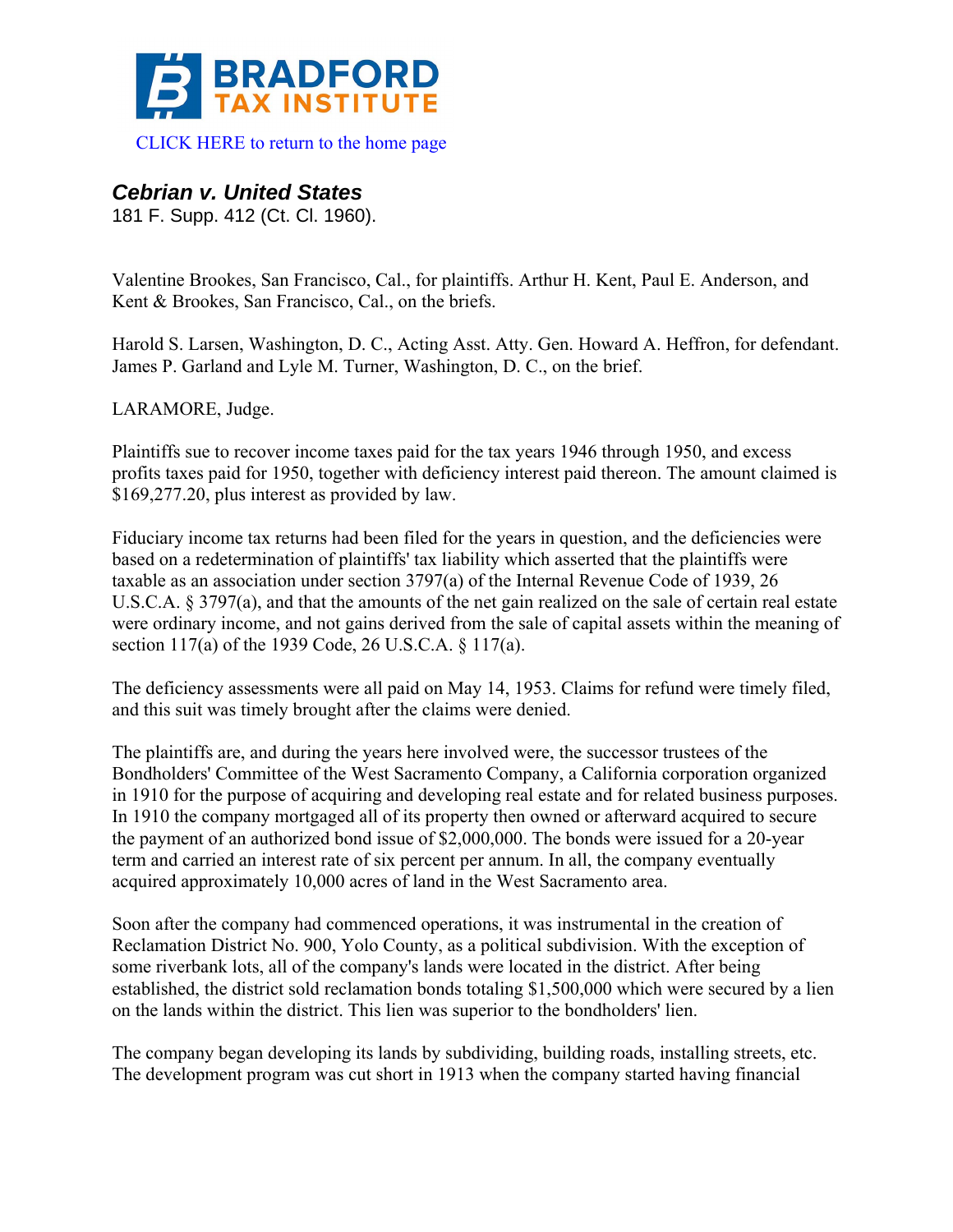BRADFORD TAX INSTITUTE

CLICK HERE to return to the home page

# *Cebrian v. United States*

181 F. Supp. 412 (Ct. Cl. 1960).

Valentine Brookes, San Francisco, Cal., for plaintiffs. Arthur H. Kent, Paul E. Anderson, and Kent & Brookes, San Francisco, Cal., on the briefs.

Harold S. Larsen, Washington, D. C., Acting Asst. Atty. Gen. Howard A. Heffron, for defendant. James P. Garland and Lyle M. Turner, Washington, D. C., on the brief.

LARAMORE, Judge.

Plaintiffs sue to recover income taxes paid for the tax years 1946 through 1950, and excess profits taxes paid for 1950, together with deficiency interest paid thereon. The amount claimed is $169,277.20, plus interest as provided by law.

Fiduciary income tax returns had been filed for the years in question, and the deficiencies were based on a redetermination of plaintiffs' tax liability which asserted that the plaintiffs were taxable as an association under section 3797(a) of the Internal Revenue Code of 1939, 26 U.S.C.A. § 3797(a), and that the amounts of the net gain realized on the sale of certain real estate were ordinary income, and not gains derived from the sale of capital assets within the meaning of section 117(a) of the 1939 Code, 26 U.S.C.A. § 117(a).

The deficiency assessments were all paid on May 14, 1953. Claims for refund were timely filed, and this suit was timely brought after the claims were denied.

The plaintiffs are, and during the years here involved were, the successor trustees of the Bondholders' Committee of the West Sacramento Company, a California corporation organized in 1910 for the purpose of acquiring and developing real estate and for related business purposes. In 1910 the company mortgaged all of its property then owned or afterward acquired to secure the payment of an authorized bond issue of $2,000,000. The bonds were issued for a 20-year term and carried an interest rate of six percent per annum. In all, the company eventually acquired approximately 10,000 acres of land in the West Sacramento area.

Soon after the company had commenced operations, it was instrumental in the creation of Reclamation District No. 900, Yolo County, as a political subdivision. With the exception of some riverbank lots, all of the company's lands were located in the district. After being established, the district sold reclamation bonds totaling $1,500,000 which were secured by a lien on the lands within the district. This lien was superior to the bondholders' lien.

The company began developing its lands by subdividing, building roads, installing streets, etc. The development program was cut short in 1913 when the company started having financial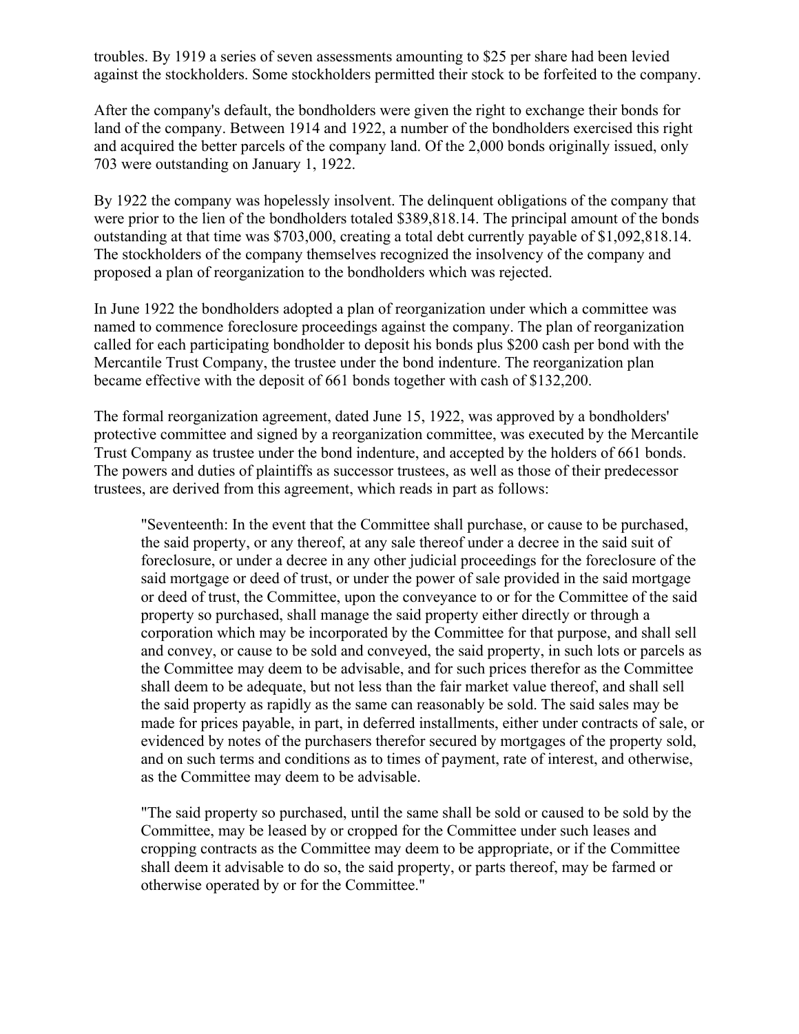troubles. By 1919 a series of seven assessments amounting to $25 per share had been levied against the stockholders. Some stockholders permitted their stock to be forfeited to the company.

After the company's default, the bondholders were given the right to exchange their bonds for land of the company. Between 1914 and 1922, a number of the bondholders exercised this right and acquired the better parcels of the company land. Of the 2,000 bonds originally issued, only 703 were outstanding on January 1, 1922.

By 1922 the company was hopelessly insolvent. The delinquent obligations of the company that were prior to the lien of the bondholders totaled $389,818.14. The principal amount of the bonds outstanding at that time was $703,000, creating a total debt currently payable of $1,092,818.14. The stockholders of the company themselves recognized the insolvency of the company and proposed a plan of reorganization to the bondholders which was rejected.

In June 1922 the bondholders adopted a plan of reorganization under which a committee was named to commence foreclosure proceedings against the company. The plan of reorganization called for each participating bondholder to deposit his bonds plus $200 cash per bond with the Mercantile Trust Company, the trustee under the bond indenture. The reorganization plan became effective with the deposit of 661 bonds together with cash of $132,200.

The formal reorganization agreement, dated June 15, 1922, was approved by a bondholders' protective committee and signed by a reorganization committee, was executed by the Mercantile Trust Company as trustee under the bond indenture, and accepted by the holders of 661 bonds. The powers and duties of plaintiffs as successor trustees, as well as those of their predecessor trustees, are derived from this agreement, which reads in part as follows:

> "Seventeenth: In the event that the Committee shall purchase, or cause to be purchased, the said property, or any thereof, at any sale thereof under a decree in the said suit of foreclosure, or under a decree in any other judicial proceedings for the foreclosure of the said mortgage or deed of trust, or under the power of sale provided in the said mortgage or deed of trust, the Committee, upon the conveyance to or for the Committee of the said property so purchased, shall manage the said property either directly or through a corporation which may be incorporated by the Committee for that purpose, and shall sell and convey, or cause to be sold and conveyed, the said property, in such lots or parcels as the Committee may deem to be advisable, and for such prices therefor as the Committee shall deem to be adequate, but not less than the fair market value thereof, and shall sell the said property as rapidly as the same can reasonably be sold. The said sales may be made for prices payable, in part, in deferred installments, either under contracts of sale, or evidenced by notes of the purchasers therefor secured by mortgages of the property sold, and on such terms and conditions as to times of payment, rate of interest, and otherwise, as the Committee may deem to be advisable.
>
> "The said property so purchased, until the same shall be sold or caused to be sold by the Committee, may be leased by or cropped for the Committee under such leases and cropping contracts as the Committee may deem to be appropriate, or if the Committee shall deem it advisable to do so, the said property, or parts thereof, may be farmed or otherwise operated by or for the Committee."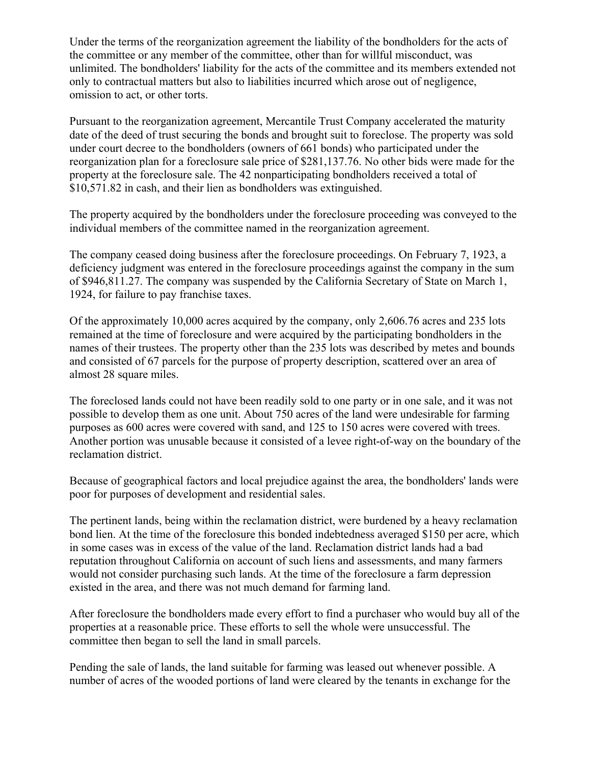Under the terms of the reorganization agreement the liability of the bondholders for the acts of the committee or any member of the committee, other than for willful misconduct, was unlimited. The bondholders' liability for the acts of the committee and its members extended not only to contractual matters but also to liabilities incurred which arose out of negligence, omission to act, or other torts.

Pursuant to the reorganization agreement, Mercantile Trust Company accelerated the maturity date of the deed of trust securing the bonds and brought suit to foreclose. The property was sold under court decree to the bondholders (owners of 661 bonds) who participated under the reorganization plan for a foreclosure sale price of $281,137.76. No other bids were made for the property at the foreclosure sale. The 42 nonparticipating bondholders received a total of $10,571.82 in cash, and their lien as bondholders was extinguished.

The property acquired by the bondholders under the foreclosure proceeding was conveyed to the individual members of the committee named in the reorganization agreement.

The company ceased doing business after the foreclosure proceedings. On February 7, 1923, a deficiency judgment was entered in the foreclosure proceedings against the company in the sum of $946,811.27. The company was suspended by the California Secretary of State on March 1, 1924, for failure to pay franchise taxes.

Of the approximately 10,000 acres acquired by the company, only 2,606.76 acres and 235 lots remained at the time of foreclosure and were acquired by the participating bondholders in the names of their trustees. The property other than the 235 lots was described by metes and bounds and consisted of 67 parcels for the purpose of property description, scattered over an area of almost 28 square miles.

The foreclosed lands could not have been readily sold to one party or in one sale, and it was not possible to develop them as one unit. About 750 acres of the land were undesirable for farming purposes as 600 acres were covered with sand, and 125 to 150 acres were covered with trees. Another portion was unusable because it consisted of a levee right-of-way on the boundary of the reclamation district.

Because of geographical factors and local prejudice against the area, the bondholders' lands were poor for purposes of development and residential sales.

The pertinent lands, being within the reclamation district, were burdened by a heavy reclamation bond lien. At the time of the foreclosure this bonded indebtedness averaged $150 per acre, which in some cases was in excess of the value of the land. Reclamation district lands had a bad reputation throughout California on account of such liens and assessments, and many farmers would not consider purchasing such lands. At the time of the foreclosure a farm depression existed in the area, and there was not much demand for farming land.

After foreclosure the bondholders made every effort to find a purchaser who would buy all of the properties at a reasonable price. These efforts to sell the whole were unsuccessful. The committee then began to sell the land in small parcels.

Pending the sale of lands, the land suitable for farming was leased out whenever possible. A number of acres of the wooded portions of land were cleared by the tenants in exchange for the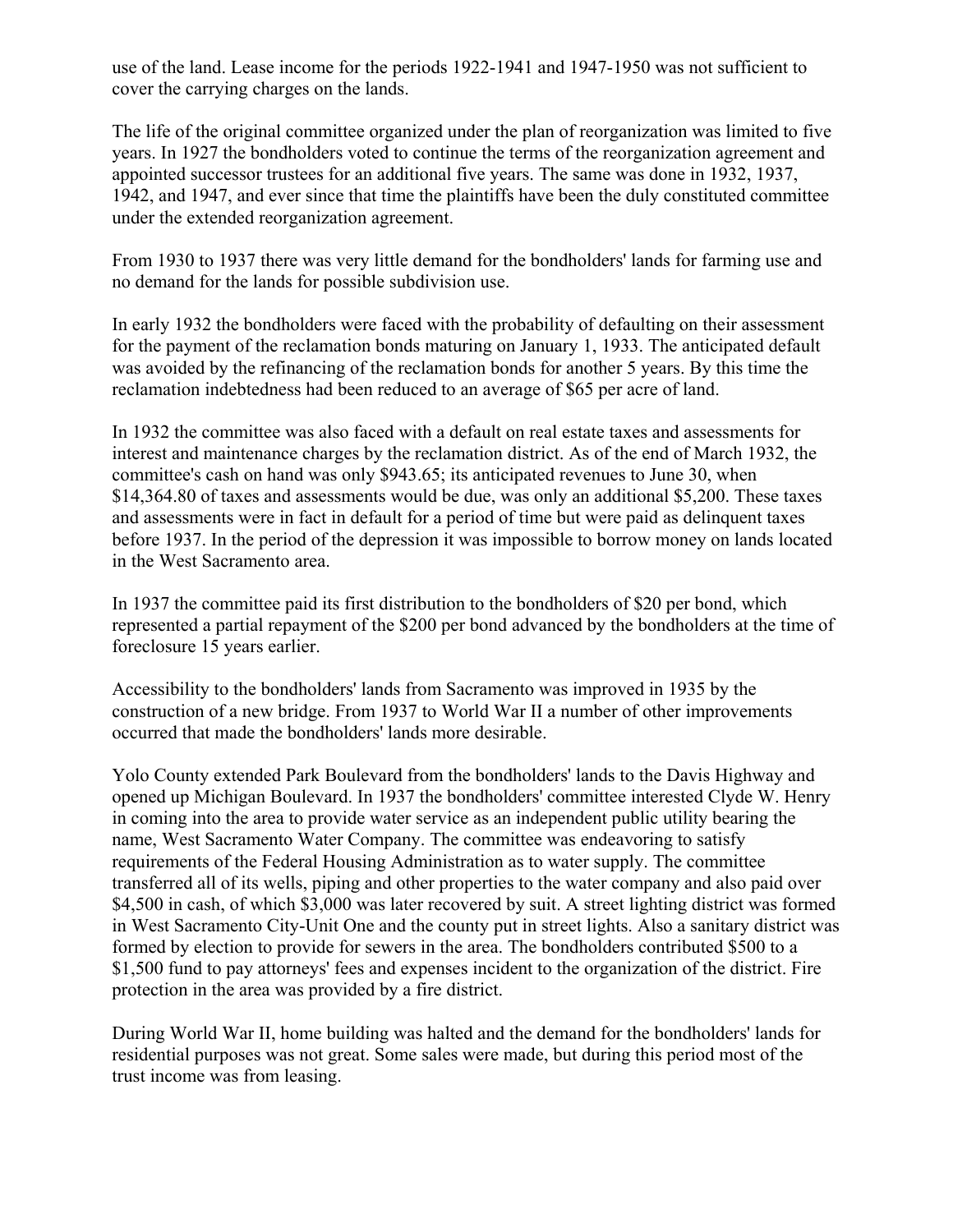use of the land. Lease income for the periods 1922-1941 and 1947-1950 was not sufficient to cover the carrying charges on the lands.

The life of the original committee organized under the plan of reorganization was limited to five years. In 1927 the bondholders voted to continue the terms of the reorganization agreement and appointed successor trustees for an additional five years. The same was done in 1932, 1937, 1942, and 1947, and ever since that time the plaintiffs have been the duly constituted committee under the extended reorganization agreement.

From 1930 to 1937 there was very little demand for the bondholders' lands for farming use and no demand for the lands for possible subdivision use.

In early 1932 the bondholders were faced with the probability of defaulting on their assessment for the payment of the reclamation bonds maturing on January 1, 1933. The anticipated default was avoided by the refinancing of the reclamation bonds for another 5 years. By this time the reclamation indebtedness had been reduced to an average of $65 per acre of land.

In 1932 the committee was also faced with a default on real estate taxes and assessments for interest and maintenance charges by the reclamation district. As of the end of March 1932, the committee's cash on hand was only $943.65; its anticipated revenues to June 30, when $14,364.80 of taxes and assessments would be due, was only an additional $5,200. These taxes and assessments were in fact in default for a period of time but were paid as delinquent taxes before 1937. In the period of the depression it was impossible to borrow money on lands located in the West Sacramento area.

In 1937 the committee paid its first distribution to the bondholders of $20 per bond, which represented a partial repayment of the $200 per bond advanced by the bondholders at the time of foreclosure 15 years earlier.

Accessibility to the bondholders' lands from Sacramento was improved in 1935 by the construction of a new bridge. From 1937 to World War II a number of other improvements occurred that made the bondholders' lands more desirable.

Yolo County extended Park Boulevard from the bondholders' lands to the Davis Highway and opened up Michigan Boulevard. In 1937 the bondholders' committee interested Clyde W. Henry in coming into the area to provide water service as an independent public utility bearing the name, West Sacramento Water Company. The committee was endeavoring to satisfy requirements of the Federal Housing Administration as to water supply. The committee transferred all of its wells, piping and other properties to the water company and also paid over $4,500 in cash, of which $3,000 was later recovered by suit. A street lighting district was formed in West Sacramento City-Unit One and the county put in street lights. Also a sanitary district was formed by election to provide for sewers in the area. The bondholders contributed $500 to a $1,500 fund to pay attorneys' fees and expenses incident to the organization of the district. Fire protection in the area was provided by a fire district.

During World War II, home building was halted and the demand for the bondholders' lands for residential purposes was not great. Some sales were made, but during this period most of the trust income was from leasing.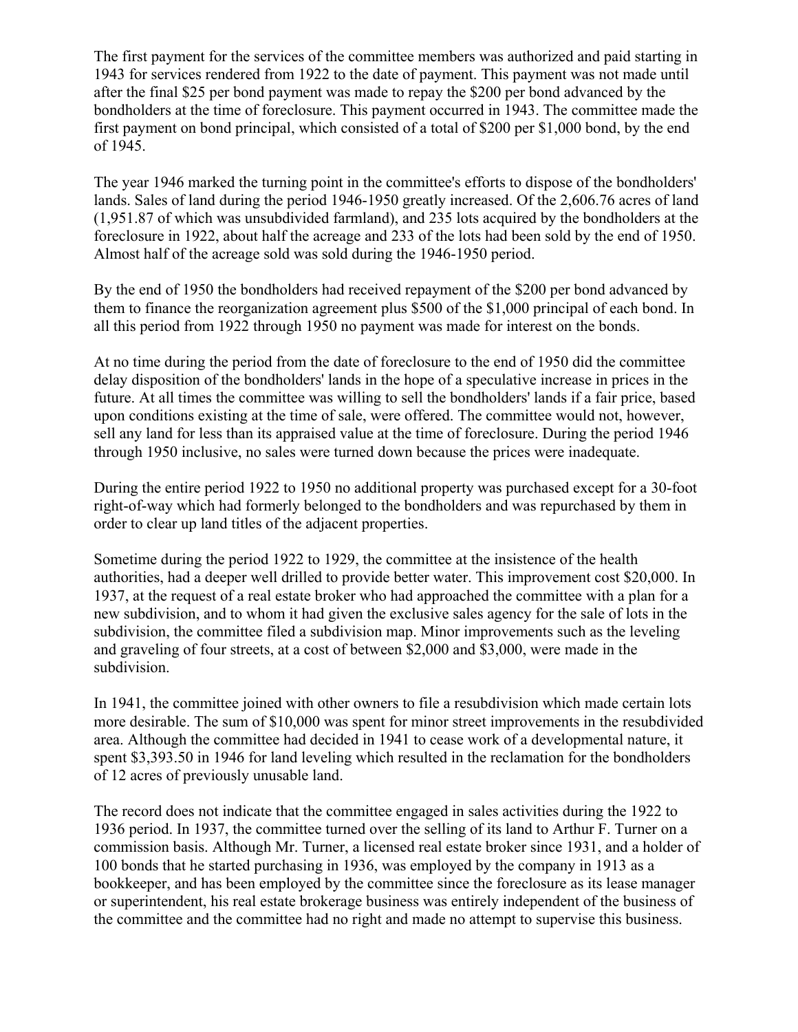The first payment for the services of the committee members was authorized and paid starting in 1943 for services rendered from 1922 to the date of payment. This payment was not made until after the final $25 per bond payment was made to repay the $200 per bond advanced by the bondholders at the time of foreclosure. This payment occurred in 1943. The committee made the first payment on bond principal, which consisted of a total of $200 per $1,000 bond, by the end of 1945.

The year 1946 marked the turning point in the committee's efforts to dispose of the bondholders' lands. Sales of land during the period 1946-1950 greatly increased. Of the 2,606.76 acres of land (1,951.87 of which was unsubdivided farmland), and 235 lots acquired by the bondholders at the foreclosure in 1922, about half the acreage and 233 of the lots had been sold by the end of 1950. Almost half of the acreage sold was sold during the 1946-1950 period.

By the end of 1950 the bondholders had received repayment of the $200 per bond advanced by them to finance the reorganization agreement plus $500 of the $1,000 principal of each bond. In all this period from 1922 through 1950 no payment was made for interest on the bonds.

At no time during the period from the date of foreclosure to the end of 1950 did the committee delay disposition of the bondholders' lands in the hope of a speculative increase in prices in the future. At all times the committee was willing to sell the bondholders' lands if a fair price, based upon conditions existing at the time of sale, were offered. The committee would not, however, sell any land for less than its appraised value at the time of foreclosure. During the period 1946 through 1950 inclusive, no sales were turned down because the prices were inadequate.

During the entire period 1922 to 1950 no additional property was purchased except for a 30-foot right-of-way which had formerly belonged to the bondholders and was repurchased by them in order to clear up land titles of the adjacent properties.

Sometime during the period 1922 to 1929, the committee at the insistence of the health authorities, had a deeper well drilled to provide better water. This improvement cost $20,000. In 1937, at the request of a real estate broker who had approached the committee with a plan for a new subdivision, and to whom it had given the exclusive sales agency for the sale of lots in the subdivision, the committee filed a subdivision map. Minor improvements such as the leveling and graveling of four streets, at a cost of between $2,000 and $3,000, were made in the subdivision.

In 1941, the committee joined with other owners to file a resubdivision which made certain lots more desirable. The sum of $10,000 was spent for minor street improvements in the resubdivided area. Although the committee had decided in 1941 to cease work of a developmental nature, it spent $3,393.50 in 1946 for land leveling which resulted in the reclamation for the bondholders of 12 acres of previously unusable land.

The record does not indicate that the committee engaged in sales activities during the 1922 to 1936 period. In 1937, the committee turned over the selling of its land to Arthur F. Turner on a commission basis. Although Mr. Turner, a licensed real estate broker since 1931, and a holder of 100 bonds that he started purchasing in 1936, was employed by the company in 1913 as a bookkeeper, and has been employed by the committee since the foreclosure as its lease manager or superintendent, his real estate brokerage business was entirely independent of the business of the committee and the committee had no right and made no attempt to supervise this business.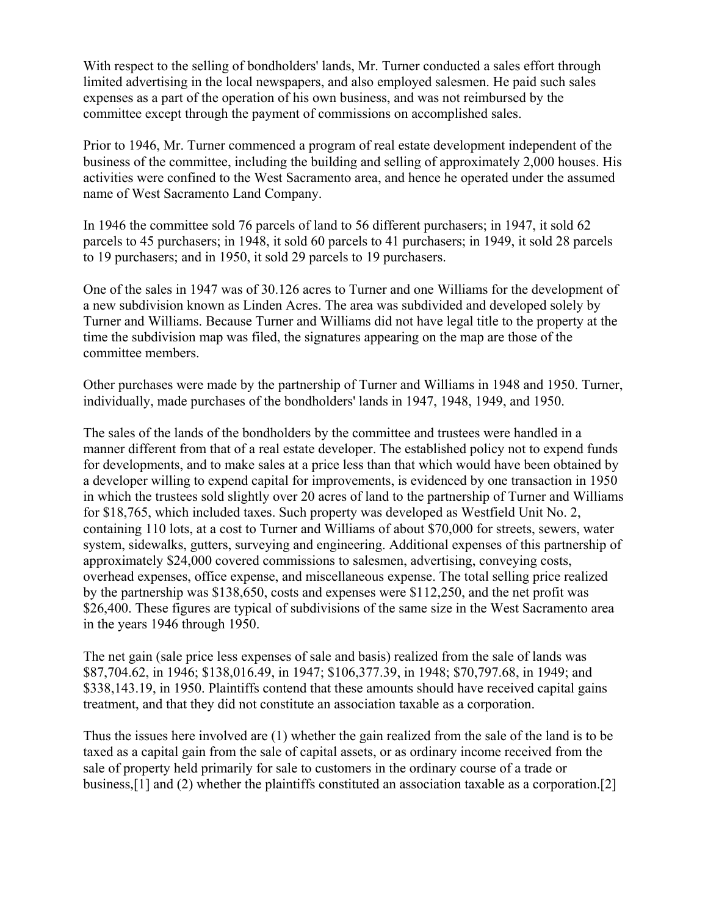With respect to the selling of bondholders' lands, Mr. Turner conducted a sales effort through limited advertising in the local newspapers, and also employed salesmen. He paid such sales expenses as a part of the operation of his own business, and was not reimbursed by the committee except through the payment of commissions on accomplished sales.

Prior to 1946, Mr. Turner commenced a program of real estate development independent of the business of the committee, including the building and selling of approximately 2,000 houses. His activities were confined to the West Sacramento area, and hence he operated under the assumed name of West Sacramento Land Company.

In 1946 the committee sold 76 parcels of land to 56 different purchasers; in 1947, it sold 62 parcels to 45 purchasers; in 1948, it sold 60 parcels to 41 purchasers; in 1949, it sold 28 parcels to 19 purchasers; and in 1950, it sold 29 parcels to 19 purchasers.

One of the sales in 1947 was of 30.126 acres to Turner and one Williams for the development of a new subdivision known as Linden Acres. The area was subdivided and developed solely by Turner and Williams. Because Turner and Williams did not have legal title to the property at the time the subdivision map was filed, the signatures appearing on the map are those of the committee members.

Other purchases were made by the partnership of Turner and Williams in 1948 and 1950. Turner, individually, made purchases of the bondholders' lands in 1947, 1948, 1949, and 1950.

The sales of the lands of the bondholders by the committee and trustees were handled in a manner different from that of a real estate developer. The established policy not to expend funds for developments, and to make sales at a price less than that which would have been obtained by a developer willing to expend capital for improvements, is evidenced by one transaction in 1950 in which the trustees sold slightly over 20 acres of land to the partnership of Turner and Williams for $18,765, which included taxes. Such property was developed as Westfield Unit No. 2, containing 110 lots, at a cost to Turner and Williams of about $70,000 for streets, sewers, water system, sidewalks, gutters, surveying and engineering. Additional expenses of this partnership of approximately $24,000 covered commissions to salesmen, advertising, conveying costs, overhead expenses, office expense, and miscellaneous expense. The total selling price realized by the partnership was $138,650, costs and expenses were $112,250, and the net profit was $26,400. These figures are typical of subdivisions of the same size in the West Sacramento area in the years 1946 through 1950.

The net gain (sale price less expenses of sale and basis) realized from the sale of lands was $87,704.62, in 1946; $138,016.49, in 1947; $106,377.39, in 1948; $70,797.68, in 1949; and $338,143.19, in 1950. Plaintiffs contend that these amounts should have received capital gains treatment, and that they did not constitute an association taxable as a corporation.

Thus the issues here involved are (1) whether the gain realized from the sale of the land is to be taxed as a capital gain from the sale of capital assets, or as ordinary income received from the sale of property held primarily for sale to customers in the ordinary course of a trade or business,[1] and (2) whether the plaintiffs constituted an association taxable as a corporation.[2]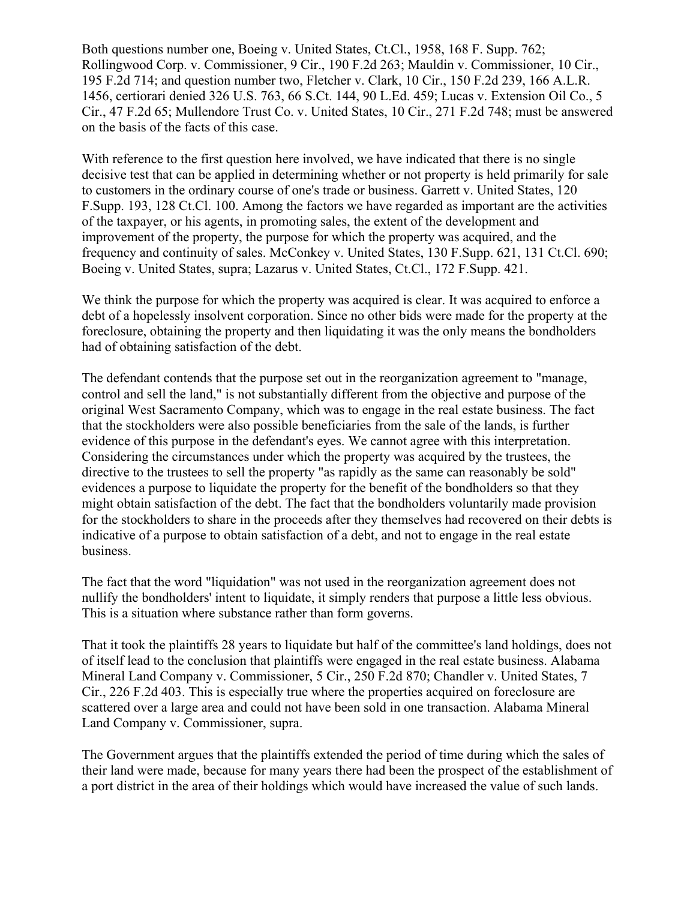Both questions number one, Boeing v. United States, Ct.Cl., 1958, 168 F. Supp. 762; Rollingwood Corp. v. Commissioner, 9 Cir., 190 F.2d 263; Mauldin v. Commissioner, 10 Cir., 195 F.2d 714; and question number two, Fletcher v. Clark, 10 Cir., 150 F.2d 239, 166 A.L.R. 1456, certiorari denied 326 U.S. 763, 66 S.Ct. 144, 90 L.Ed. 459; Lucas v. Extension Oil Co., 5 Cir., 47 F.2d 65; Mullendore Trust Co. v. United States, 10 Cir., 271 F.2d 748; must be answered on the basis of the facts of this case.

With reference to the first question here involved, we have indicated that there is no single decisive test that can be applied in determining whether or not property is held primarily for sale to customers in the ordinary course of one's trade or business. Garrett v. United States, 120 F.Supp. 193, 128 Ct.Cl. 100. Among the factors we have regarded as important are the activities of the taxpayer, or his agents, in promoting sales, the extent of the development and improvement of the property, the purpose for which the property was acquired, and the frequency and continuity of sales. McConkey v. United States, 130 F.Supp. 621, 131 Ct.Cl. 690; Boeing v. United States, supra; Lazarus v. United States, Ct.Cl., 172 F.Supp. 421.

We think the purpose for which the property was acquired is clear. It was acquired to enforce a debt of a hopelessly insolvent corporation. Since no other bids were made for the property at the foreclosure, obtaining the property and then liquidating it was the only means the bondholders had of obtaining satisfaction of the debt.

The defendant contends that the purpose set out in the reorganization agreement to "manage, control and sell the land," is not substantially different from the objective and purpose of the original West Sacramento Company, which was to engage in the real estate business. The fact that the stockholders were also possible beneficiaries from the sale of the lands, is further evidence of this purpose in the defendant's eyes. We cannot agree with this interpretation. Considering the circumstances under which the property was acquired by the trustees, the directive to the trustees to sell the property "as rapidly as the same can reasonably be sold" evidences a purpose to liquidate the property for the benefit of the bondholders so that they might obtain satisfaction of the debt. The fact that the bondholders voluntarily made provision for the stockholders to share in the proceeds after they themselves had recovered on their debts is indicative of a purpose to obtain satisfaction of a debt, and not to engage in the real estate business.

The fact that the word "liquidation" was not used in the reorganization agreement does not nullify the bondholders' intent to liquidate, it simply renders that purpose a little less obvious. This is a situation where substance rather than form governs.

That it took the plaintiffs 28 years to liquidate but half of the committee's land holdings, does not of itself lead to the conclusion that plaintiffs were engaged in the real estate business. Alabama Mineral Land Company v. Commissioner, 5 Cir., 250 F.2d 870; Chandler v. United States, 7 Cir., 226 F.2d 403. This is especially true where the properties acquired on foreclosure are scattered over a large area and could not have been sold in one transaction. Alabama Mineral Land Company v. Commissioner, supra.

The Government argues that the plaintiffs extended the period of time during which the sales of their land were made, because for many years there had been the prospect of the establishment of a port district in the area of their holdings which would have increased the value of such lands.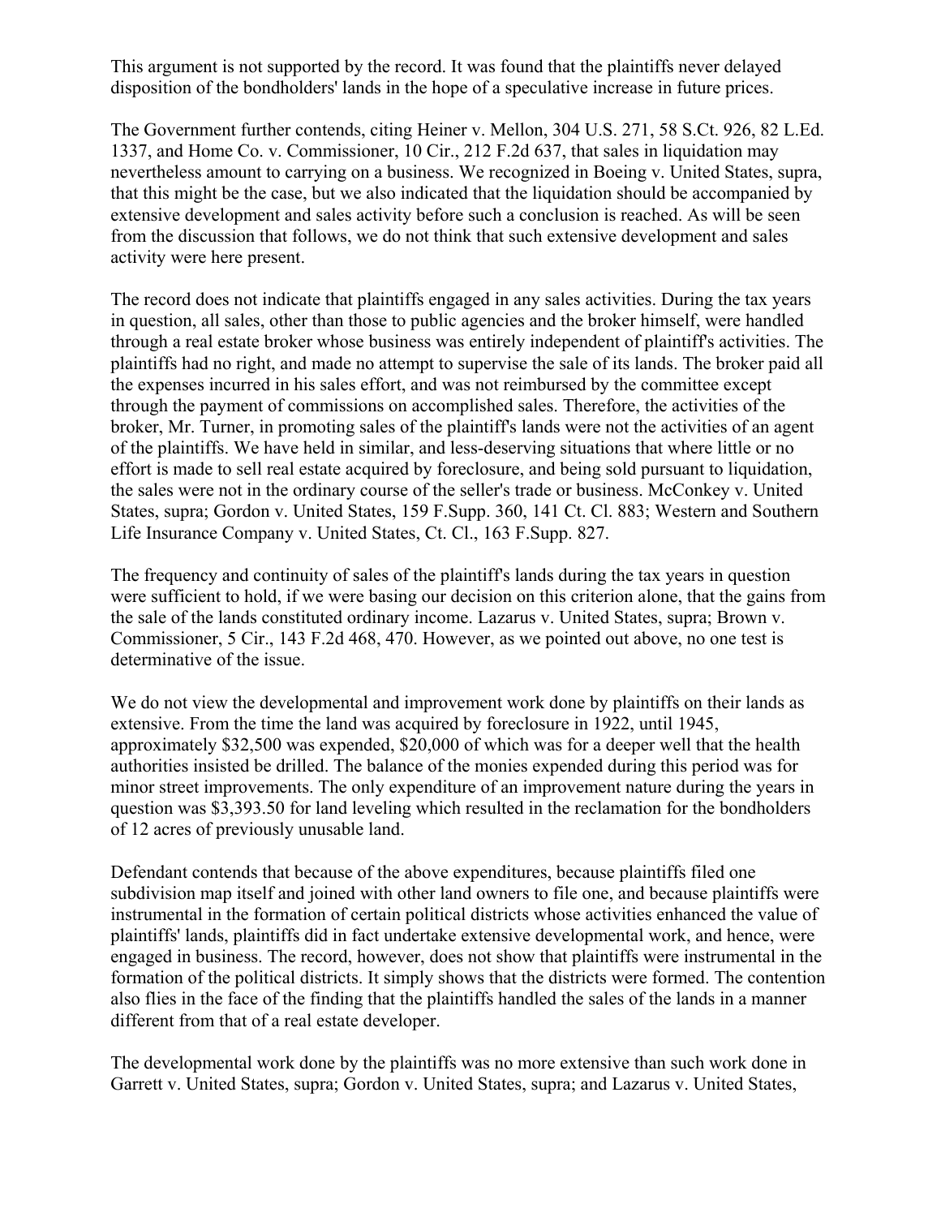This argument is not supported by the record. It was found that the plaintiffs never delayed disposition of the bondholders' lands in the hope of a speculative increase in future prices.

The Government further contends, citing Heiner v. Mellon, 304 U.S. 271, 58 S.Ct. 926, 82 L.Ed. 1337, and Home Co. v. Commissioner, 10 Cir., 212 F.2d 637, that sales in liquidation may nevertheless amount to carrying on a business. We recognized in Boeing v. United States, supra, that this might be the case, but we also indicated that the liquidation should be accompanied by extensive development and sales activity before such a conclusion is reached. As will be seen from the discussion that follows, we do not think that such extensive development and sales activity were here present.

The record does not indicate that plaintiffs engaged in any sales activities. During the tax years in question, all sales, other than those to public agencies and the broker himself, were handled through a real estate broker whose business was entirely independent of plaintiff's activities. The plaintiffs had no right, and made no attempt to supervise the sale of its lands. The broker paid all the expenses incurred in his sales effort, and was not reimbursed by the committee except through the payment of commissions on accomplished sales. Therefore, the activities of the broker, Mr. Turner, in promoting sales of the plaintiff's lands were not the activities of an agent of the plaintiffs. We have held in similar, and less-deserving situations that where little or no effort is made to sell real estate acquired by foreclosure, and being sold pursuant to liquidation, the sales were not in the ordinary course of the seller's trade or business. McConkey v. United States, supra; Gordon v. United States, 159 F.Supp. 360, 141 Ct. Cl. 883; Western and Southern Life Insurance Company v. United States, Ct. Cl., 163 F.Supp. 827.

The frequency and continuity of sales of the plaintiff's lands during the tax years in question were sufficient to hold, if we were basing our decision on this criterion alone, that the gains from the sale of the lands constituted ordinary income. Lazarus v. United States, supra; Brown v. Commissioner, 5 Cir., 143 F.2d 468, 470. However, as we pointed out above, no one test is determinative of the issue.

We do not view the developmental and improvement work done by plaintiffs on their lands as extensive. From the time the land was acquired by foreclosure in 1922, until 1945, approximately $32,500 was expended, $20,000 of which was for a deeper well that the health authorities insisted be drilled. The balance of the monies expended during this period was for minor street improvements. The only expenditure of an improvement nature during the years in question was $3,393.50 for land leveling which resulted in the reclamation for the bondholders of 12 acres of previously unusable land.

Defendant contends that because of the above expenditures, because plaintiffs filed one subdivision map itself and joined with other land owners to file one, and because plaintiffs were instrumental in the formation of certain political districts whose activities enhanced the value of plaintiffs' lands, plaintiffs did in fact undertake extensive developmental work, and hence, were engaged in business. The record, however, does not show that plaintiffs were instrumental in the formation of the political districts. It simply shows that the districts were formed. The contention also flies in the face of the finding that the plaintiffs handled the sales of the lands in a manner different from that of a real estate developer.

The developmental work done by the plaintiffs was no more extensive than such work done in Garrett v. United States, supra; Gordon v. United States, supra; and Lazarus v. United States,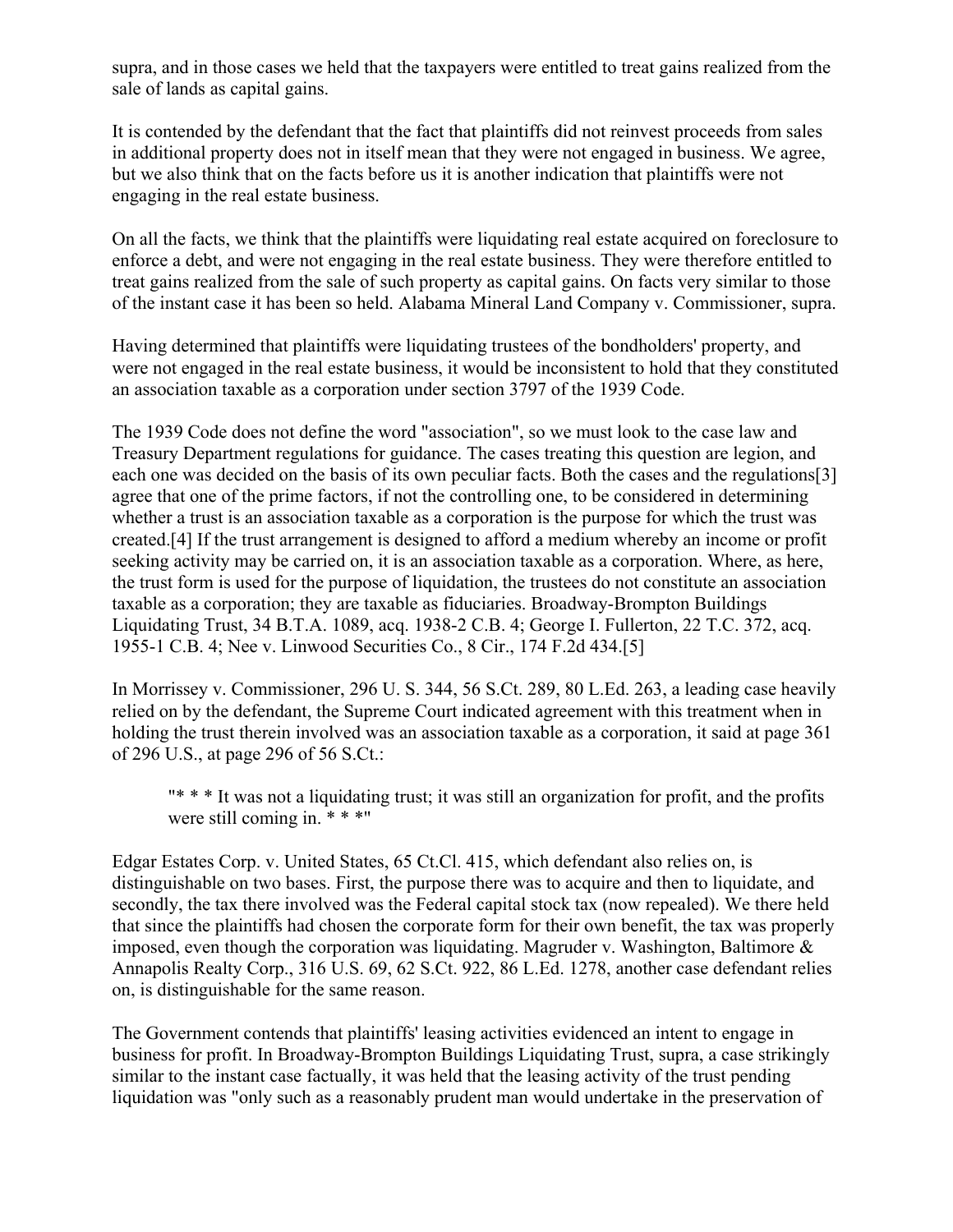supra, and in those cases we held that the taxpayers were entitled to treat gains realized from the sale of lands as capital gains.

It is contended by the defendant that the fact that plaintiffs did not reinvest proceeds from sales in additional property does not in itself mean that they were not engaged in business. We agree, but we also think that on the facts before us it is another indication that plaintiffs were not engaging in the real estate business.

On all the facts, we think that the plaintiffs were liquidating real estate acquired on foreclosure to enforce a debt, and were not engaging in the real estate business. They were therefore entitled to treat gains realized from the sale of such property as capital gains. On facts very similar to those of the instant case it has been so held. Alabama Mineral Land Company v. Commissioner, supra.

Having determined that plaintiffs were liquidating trustees of the bondholders' property, and were not engaged in the real estate business, it would be inconsistent to hold that they constituted an association taxable as a corporation under section 3797 of the 1939 Code.

The 1939 Code does not define the word "association", so we must look to the case law and Treasury Department regulations for guidance. The cases treating this question are legion, and each one was decided on the basis of its own peculiar facts. Both the cases and the regulations[3] agree that one of the prime factors, if not the controlling one, to be considered in determining whether a trust is an association taxable as a corporation is the purpose for which the trust was created.[4] If the trust arrangement is designed to afford a medium whereby an income or profit seeking activity may be carried on, it is an association taxable as a corporation. Where, as here, the trust form is used for the purpose of liquidation, the trustees do not constitute an association taxable as a corporation; they are taxable as fiduciaries. Broadway-Brompton Buildings Liquidating Trust, 34 B.T.A. 1089, acq. 1938-2 C.B. 4; George I. Fullerton, 22 T.C. 372, acq. 1955-1 C.B. 4; Nee v. Linwood Securities Co., 8 Cir., 174 F.2d 434.[5]

In Morrissey v. Commissioner, 296 U. S. 344, 56 S.Ct. 289, 80 L.Ed. 263, a leading case heavily relied on by the defendant, the Supreme Court indicated agreement with this treatment when in holding the trust therein involved was an association taxable as a corporation, it said at page 361 of 296 U.S., at page 296 of 56 S.Ct.:

> "* * * It was not a liquidating trust; it was still an organization for profit, and the profits were still coming in. * * *"

Edgar Estates Corp. v. United States, 65 Ct.Cl. 415, which defendant also relies on, is distinguishable on two bases. First, the purpose there was to acquire and then to liquidate, and secondly, the tax there involved was the Federal capital stock tax (now repealed). We there held that since the plaintiffs had chosen the corporate form for their own benefit, the tax was properly imposed, even though the corporation was liquidating. Magruder v. Washington, Baltimore & Annapolis Realty Corp., 316 U.S. 69, 62 S.Ct. 922, 86 L.Ed. 1278, another case defendant relies on, is distinguishable for the same reason.

The Government contends that plaintiffs' leasing activities evidenced an intent to engage in business for profit. In Broadway-Brompton Buildings Liquidating Trust, supra, a case strikingly similar to the instant case factually, it was held that the leasing activity of the trust pending liquidation was "only such as a reasonably prudent man would undertake in the preservation of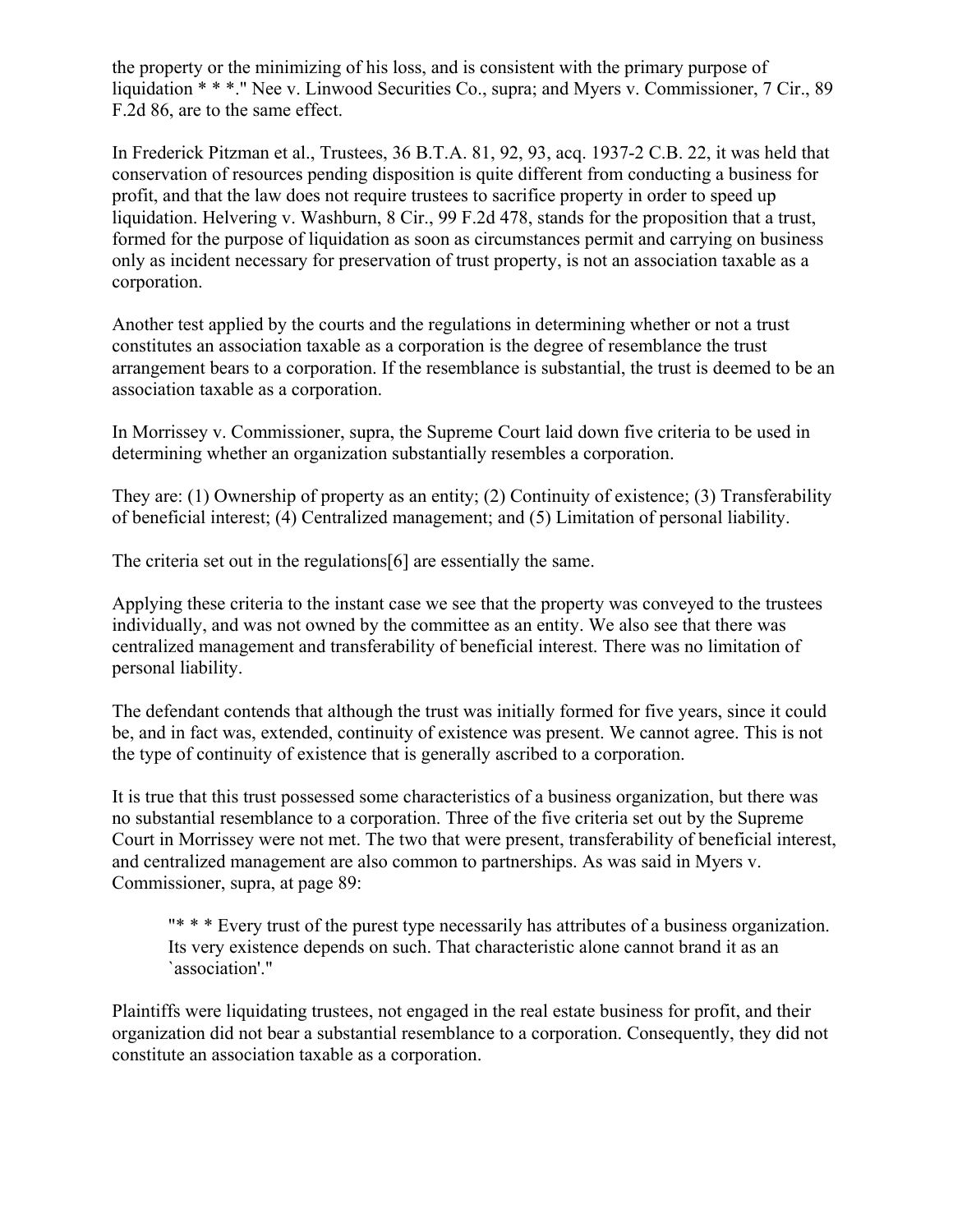the property or the minimizing of his loss, and is consistent with the primary purpose of liquidation * * *." Nee v. Linwood Securities Co., supra; and Myers v. Commissioner, 7 Cir., 89 F.2d 86, are to the same effect.

In Frederick Pitzman et al., Trustees, 36 B.T.A. 81, 92, 93, acq. 1937-2 C.B. 22, it was held that conservation of resources pending disposition is quite different from conducting a business for profit, and that the law does not require trustees to sacrifice property in order to speed up liquidation. Helvering v. Washburn, 8 Cir., 99 F.2d 478, stands for the proposition that a trust, formed for the purpose of liquidation as soon as circumstances permit and carrying on business only as incident necessary for preservation of trust property, is not an association taxable as a corporation.

Another test applied by the courts and the regulations in determining whether or not a trust constitutes an association taxable as a corporation is the degree of resemblance the trust arrangement bears to a corporation. If the resemblance is substantial, the trust is deemed to be an association taxable as a corporation.

In Morrissey v. Commissioner, supra, the Supreme Court laid down five criteria to be used in determining whether an organization substantially resembles a corporation.

They are: (1) Ownership of property as an entity; (2) Continuity of existence; (3) Transferability of beneficial interest; (4) Centralized management; and (5) Limitation of personal liability.

The criteria set out in the regulations[6] are essentially the same.

Applying these criteria to the instant case we see that the property was conveyed to the trustees individually, and was not owned by the committee as an entity. We also see that there was centralized management and transferability of beneficial interest. There was no limitation of personal liability.

The defendant contends that although the trust was initially formed for five years, since it could be, and in fact was, extended, continuity of existence was present. We cannot agree. This is not the type of continuity of existence that is generally ascribed to a corporation.

It is true that this trust possessed some characteristics of a business organization, but there was no substantial resemblance to a corporation. Three of the five criteria set out by the Supreme Court in Morrissey were not met. The two that were present, transferability of beneficial interest, and centralized management are also common to partnerships. As was said in Myers v. Commissioner, supra, at page 89:

> "* * * Every trust of the purest type necessarily has attributes of a business organization. Its very existence depends on such. That characteristic alone cannot brand it as an `association'."

Plaintiffs were liquidating trustees, not engaged in the real estate business for profit, and their organization did not bear a substantial resemblance to a corporation. Consequently, they did not constitute an association taxable as a corporation.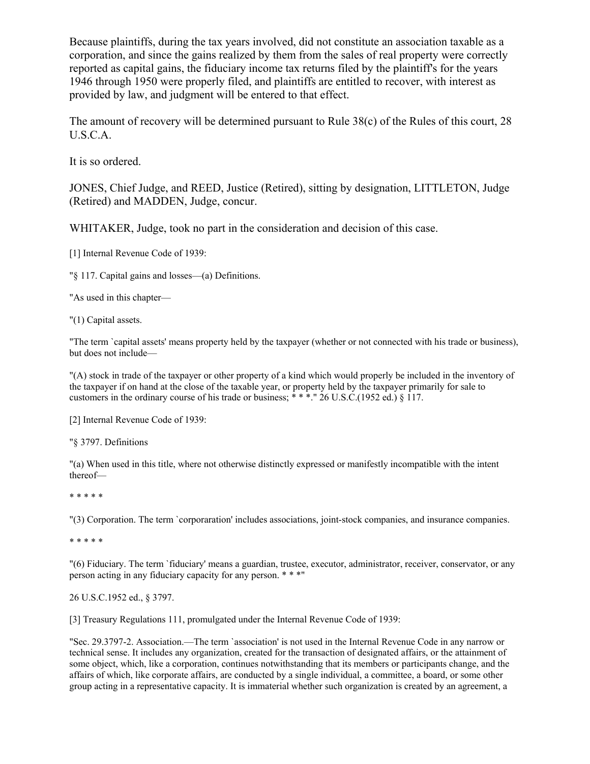Because plaintiffs, during the tax years involved, did not constitute an association taxable as a corporation, and since the gains realized by them from the sales of real property were correctly reported as capital gains, the fiduciary income tax returns filed by the plaintiff's for the years 1946 through 1950 were properly filed, and plaintiffs are entitled to recover, with interest as provided by law, and judgment will be entered to that effect.

The amount of recovery will be determined pursuant to Rule 38(c) of the Rules of this court, 28 U.S.C.A.

It is so ordered.

JONES, Chief Judge, and REED, Justice (Retired), sitting by designation, LITTLETON, Judge (Retired) and MADDEN, Judge, concur.

WHITAKER, Judge, took no part in the consideration and decision of this case.

[1] Internal Revenue Code of 1939:

"§ 117. Capital gains and losses—(a) Definitions.

"As used in this chapter—

"(1) Capital assets.

"The term `capital assets' means property held by the taxpayer (whether or not connected with his trade or business), but does not include—

"(A) stock in trade of the taxpayer or other property of a kind which would properly be included in the inventory of the taxpayer if on hand at the close of the taxable year, or property held by the taxpayer primarily for sale to customers in the ordinary course of his trade or business; * * *." 26 U.S.C.(1952 ed.) § 117.

[2] Internal Revenue Code of 1939:

"§ 3797. Definitions

"(a) When used in this title, where not otherwise distinctly expressed or manifestly incompatible with the intent thereof—

\* \* \* \* \*

"(3) Corporation. The term `corporaration' includes associations, joint-stock companies, and insurance companies.

\* \* \* \* \*

"(6) Fiduciary. The term `fiduciary' means a guardian, trustee, executor, administrator, receiver, conservator, or any person acting in any fiduciary capacity for any person. * * *"

26 U.S.C.1952 ed., § 3797.

[3] Treasury Regulations 111, promulgated under the Internal Revenue Code of 1939:

"Sec. 29.3797-2. Association.—The term `association' is not used in the Internal Revenue Code in any narrow or technical sense. It includes any organization, created for the transaction of designated affairs, or the attainment of some object, which, like a corporation, continues notwithstanding that its members or participants change, and the affairs of which, like corporate affairs, are conducted by a single individual, a committee, a board, or some other group acting in a representative capacity. It is immaterial whether such organization is created by an agreement, a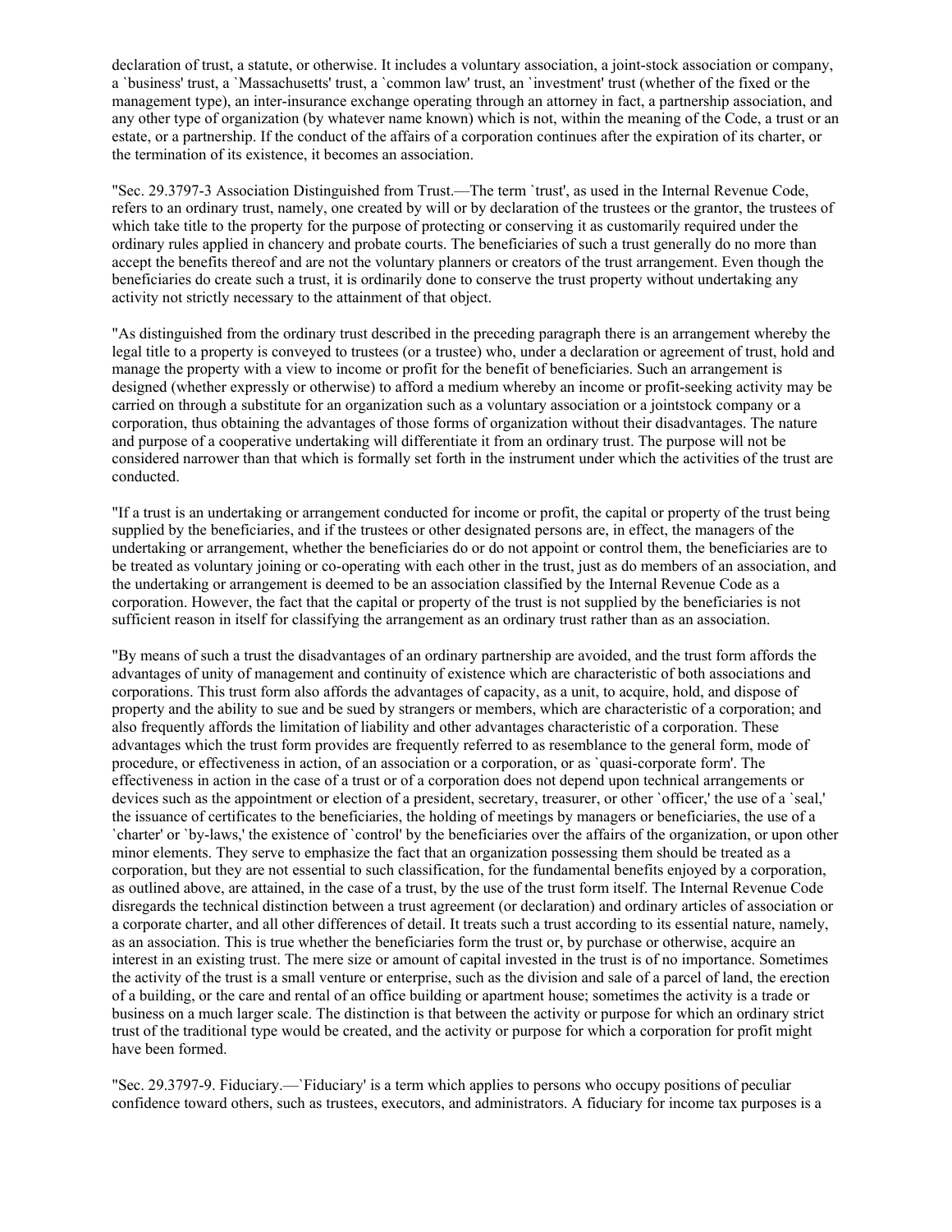declaration of trust, a statute, or otherwise. It includes a voluntary association, a joint-stock association or company, a `business' trust, a `Massachusetts' trust, a `common law' trust, an `investment' trust (whether of the fixed or the management type), an inter-insurance exchange operating through an attorney in fact, a partnership association, and any other type of organization (by whatever name known) which is not, within the meaning of the Code, a trust or an estate, or a partnership. If the conduct of the affairs of a corporation continues after the expiration of its charter, or the termination of its existence, it becomes an association.

"Sec. 29.3797-3 Association Distinguished from Trust.—The term `trust', as used in the Internal Revenue Code, refers to an ordinary trust, namely, one created by will or by declaration of the trustees or the grantor, the trustees of which take title to the property for the purpose of protecting or conserving it as customarily required under the ordinary rules applied in chancery and probate courts. The beneficiaries of such a trust generally do no more than accept the benefits thereof and are not the voluntary planners or creators of the trust arrangement. Even though the beneficiaries do create such a trust, it is ordinarily done to conserve the trust property without undertaking any activity not strictly necessary to the attainment of that object.

"As distinguished from the ordinary trust described in the preceding paragraph there is an arrangement whereby the legal title to a property is conveyed to trustees (or a trustee) who, under a declaration or agreement of trust, hold and manage the property with a view to income or profit for the benefit of beneficiaries. Such an arrangement is designed (whether expressly or otherwise) to afford a medium whereby an income or profit-seeking activity may be carried on through a substitute for an organization such as a voluntary association or a jointstock company or a corporation, thus obtaining the advantages of those forms of organization without their disadvantages. The nature and purpose of a cooperative undertaking will differentiate it from an ordinary trust. The purpose will not be considered narrower than that which is formally set forth in the instrument under which the activities of the trust are conducted.

"If a trust is an undertaking or arrangement conducted for income or profit, the capital or property of the trust being supplied by the beneficiaries, and if the trustees or other designated persons are, in effect, the managers of the undertaking or arrangement, whether the beneficiaries do or do not appoint or control them, the beneficiaries are to be treated as voluntary joining or co-operating with each other in the trust, just as do members of an association, and the undertaking or arrangement is deemed to be an association classified by the Internal Revenue Code as a corporation. However, the fact that the capital or property of the trust is not supplied by the beneficiaries is not sufficient reason in itself for classifying the arrangement as an ordinary trust rather than as an association.

"By means of such a trust the disadvantages of an ordinary partnership are avoided, and the trust form affords the advantages of unity of management and continuity of existence which are characteristic of both associations and corporations. This trust form also affords the advantages of capacity, as a unit, to acquire, hold, and dispose of property and the ability to sue and be sued by strangers or members, which are characteristic of a corporation; and also frequently affords the limitation of liability and other advantages characteristic of a corporation. These advantages which the trust form provides are frequently referred to as resemblance to the general form, mode of procedure, or effectiveness in action, of an association or a corporation, or as `quasi-corporate form'. The effectiveness in action in the case of a trust or of a corporation does not depend upon technical arrangements or devices such as the appointment or election of a president, secretary, treasurer, or other `officer,' the use of a `seal,' the issuance of certificates to the beneficiaries, the holding of meetings by managers or beneficiaries, the use of a `charter' or `by-laws,' the existence of `control' by the beneficiaries over the affairs of the organization, or upon other minor elements. They serve to emphasize the fact that an organization possessing them should be treated as a corporation, but they are not essential to such classification, for the fundamental benefits enjoyed by a corporation, as outlined above, are attained, in the case of a trust, by the use of the trust form itself. The Internal Revenue Code disregards the technical distinction between a trust agreement (or declaration) and ordinary articles of association or a corporate charter, and all other differences of detail. It treats such a trust according to its essential nature, namely, as an association. This is true whether the beneficiaries form the trust or, by purchase or otherwise, acquire an interest in an existing trust. The mere size or amount of capital invested in the trust is of no importance. Sometimes the activity of the trust is a small venture or enterprise, such as the division and sale of a parcel of land, the erection of a building, or the care and rental of an office building or apartment house; sometimes the activity is a trade or business on a much larger scale. The distinction is that between the activity or purpose for which an ordinary strict trust of the traditional type would be created, and the activity or purpose for which a corporation for profit might have been formed.

"Sec. 29.3797-9. Fiduciary.—`Fiduciary' is a term which applies to persons who occupy positions of peculiar confidence toward others, such as trustees, executors, and administrators. A fiduciary for income tax purposes is a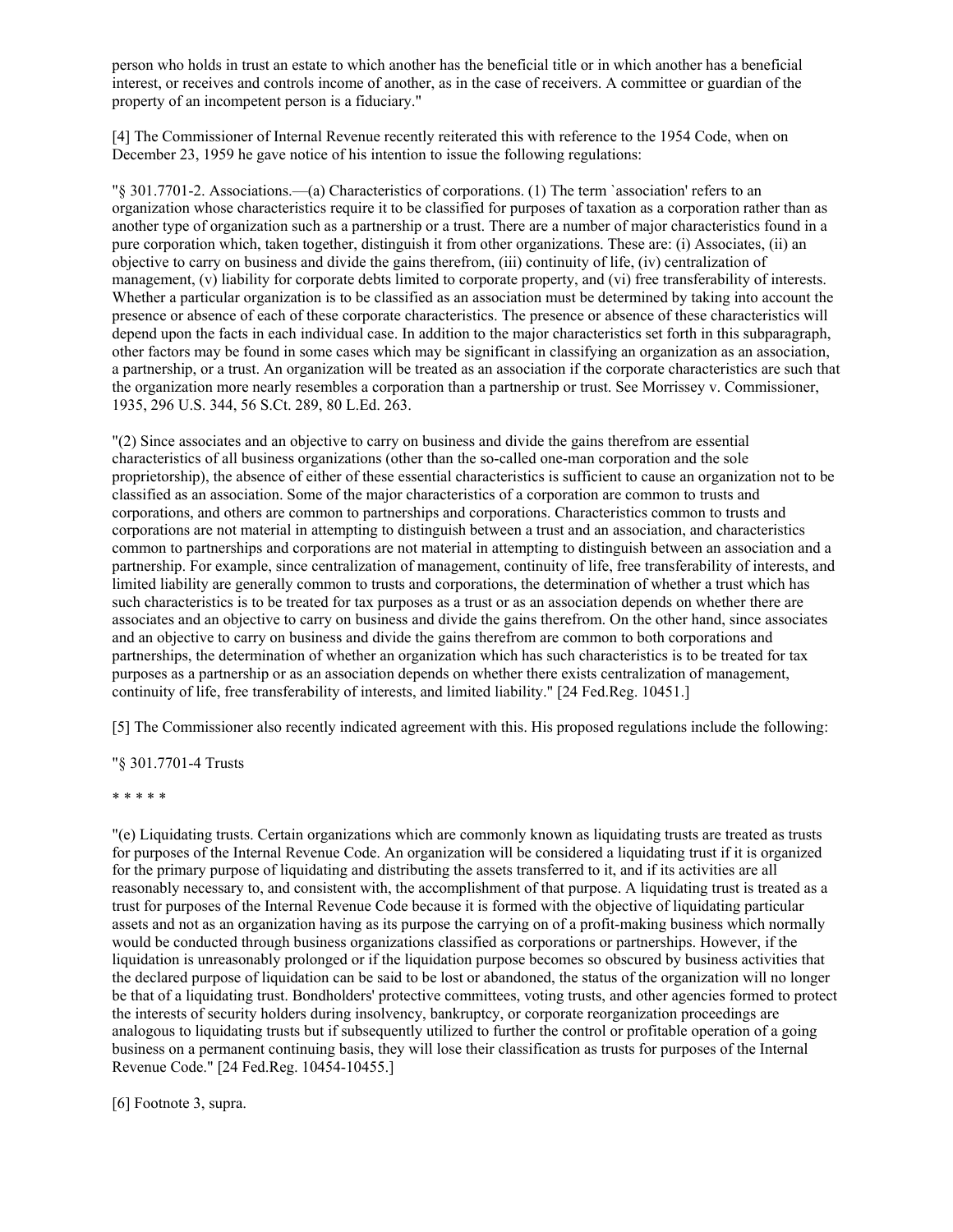person who holds in trust an estate to which another has the beneficial title or in which another has a beneficial interest, or receives and controls income of another, as in the case of receivers. A committee or guardian of the property of an incompetent person is a fiduciary."

[4] The Commissioner of Internal Revenue recently reiterated this with reference to the 1954 Code, when on December 23, 1959 he gave notice of his intention to issue the following regulations:

"§ 301.7701-2. Associations.—(a) Characteristics of corporations. (1) The term `association' refers to an organization whose characteristics require it to be classified for purposes of taxation as a corporation rather than as another type of organization such as a partnership or a trust. There are a number of major characteristics found in a pure corporation which, taken together, distinguish it from other organizations. These are: (i) Associates, (ii) an objective to carry on business and divide the gains therefrom, (iii) continuity of life, (iv) centralization of management, (v) liability for corporate debts limited to corporate property, and (vi) free transferability of interests. Whether a particular organization is to be classified as an association must be determined by taking into account the presence or absence of each of these corporate characteristics. The presence or absence of these characteristics will depend upon the facts in each individual case. In addition to the major characteristics set forth in this subparagraph, other factors may be found in some cases which may be significant in classifying an organization as an association, a partnership, or a trust. An organization will be treated as an association if the corporate characteristics are such that the organization more nearly resembles a corporation than a partnership or trust. See Morrissey v. Commissioner, 1935, 296 U.S. 344, 56 S.Ct. 289, 80 L.Ed. 263.

"(2) Since associates and an objective to carry on business and divide the gains therefrom are essential characteristics of all business organizations (other than the so-called one-man corporation and the sole proprietorship), the absence of either of these essential characteristics is sufficient to cause an organization not to be classified as an association. Some of the major characteristics of a corporation are common to trusts and corporations, and others are common to partnerships and corporations. Characteristics common to trusts and corporations are not material in attempting to distinguish between a trust and an association, and characteristics common to partnerships and corporations are not material in attempting to distinguish between an association and a partnership. For example, since centralization of management, continuity of life, free transferability of interests, and limited liability are generally common to trusts and corporations, the determination of whether a trust which has such characteristics is to be treated for tax purposes as a trust or as an association depends on whether there are associates and an objective to carry on business and divide the gains therefrom. On the other hand, since associates and an objective to carry on business and divide the gains therefrom are common to both corporations and partnerships, the determination of whether an organization which has such characteristics is to be treated for tax purposes as a partnership or as an association depends on whether there exists centralization of management, continuity of life, free transferability of interests, and limited liability." [24 Fed.Reg. 10451.]

[5] The Commissioner also recently indicated agreement with this. His proposed regulations include the following:

"§ 301.7701-4 Trusts

* * * * *

"(e) Liquidating trusts. Certain organizations which are commonly known as liquidating trusts are treated as trusts for purposes of the Internal Revenue Code. An organization will be considered a liquidating trust if it is organized for the primary purpose of liquidating and distributing the assets transferred to it, and if its activities are all reasonably necessary to, and consistent with, the accomplishment of that purpose. A liquidating trust is treated as a trust for purposes of the Internal Revenue Code because it is formed with the objective of liquidating particular assets and not as an organization having as its purpose the carrying on of a profit-making business which normally would be conducted through business organizations classified as corporations or partnerships. However, if the liquidation is unreasonably prolonged or if the liquidation purpose becomes so obscured by business activities that the declared purpose of liquidation can be said to be lost or abandoned, the status of the organization will no longer be that of a liquidating trust. Bondholders' protective committees, voting trusts, and other agencies formed to protect the interests of security holders during insolvency, bankruptcy, or corporate reorganization proceedings are analogous to liquidating trusts but if subsequently utilized to further the control or profitable operation of a going business on a permanent continuing basis, they will lose their classification as trusts for purposes of the Internal Revenue Code." [24 Fed.Reg. 10454-10455.]

[6] Footnote 3, supra.